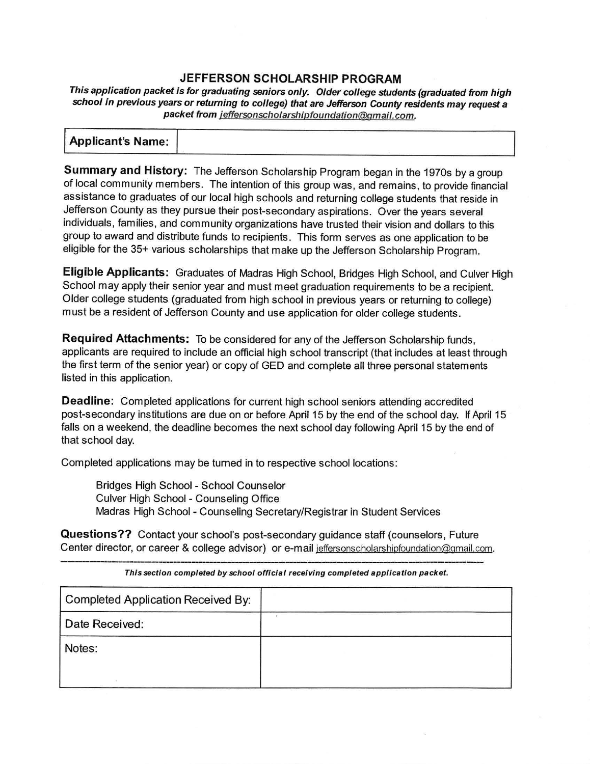# JEFFERSON SCHOLARSHIP PROGRAM

***This application packet is for graduating seniors only. Older college students (graduated from high school in previous years or returning to college) that are Jefferson County residents may request a packet from jeffersonscholarshipfoundation@gmail.com.***

| **Applicant's Name:** | |
|---|---|

**Summary and History:** The Jefferson Scholarship Program began in the 1970s by a group of local community members. The intention of this group was, and remains, to provide financial assistance to graduates of our local high schools and returning college students that reside in Jefferson County as they pursue their post-secondary aspirations. Over the years several individuals, families, and community organizations have trusted their vision and dollars to this group to award and distribute funds to recipients. This form serves as one application to be eligible for the 35+ various scholarships that make up the Jefferson Scholarship Program.

**Eligible Applicants:** Graduates of Madras High School, Bridges High School, and Culver High School may apply their senior year and must meet graduation requirements to be a recipient. Older college students (graduated from high school in previous years or returning to college) must be a resident of Jefferson County and use application for older college students.

**Required Attachments:** To be considered for any of the Jefferson Scholarship funds, applicants are required to include an official high school transcript (that includes at least through the first term of the senior year) or copy of GED and complete all three personal statements listed in this application.

**Deadline:** Completed applications for current high school seniors attending accredited post-secondary institutions are due on or before April 15 by the end of the school day. If April 15 falls on a weekend, the deadline becomes the next school day following April 15 by the end of that school day.

Completed applications may be turned in to respective school locations:

- Bridges High School - School Counselor
- Culver High School - Counseling Office
- Madras High School - Counseling Secretary/Registrar in Student Services

**Questions??** Contact your school's post-secondary guidance staff (counselors, Future Center director, or career & college advisor) or e-mail jeffersonscholarshipfoundation@gmail.com.

---

***This section completed by school official receiving completed application packet.***

| Completed Application Received By: | |
|---|---|
| Date Received: | |
| Notes: | |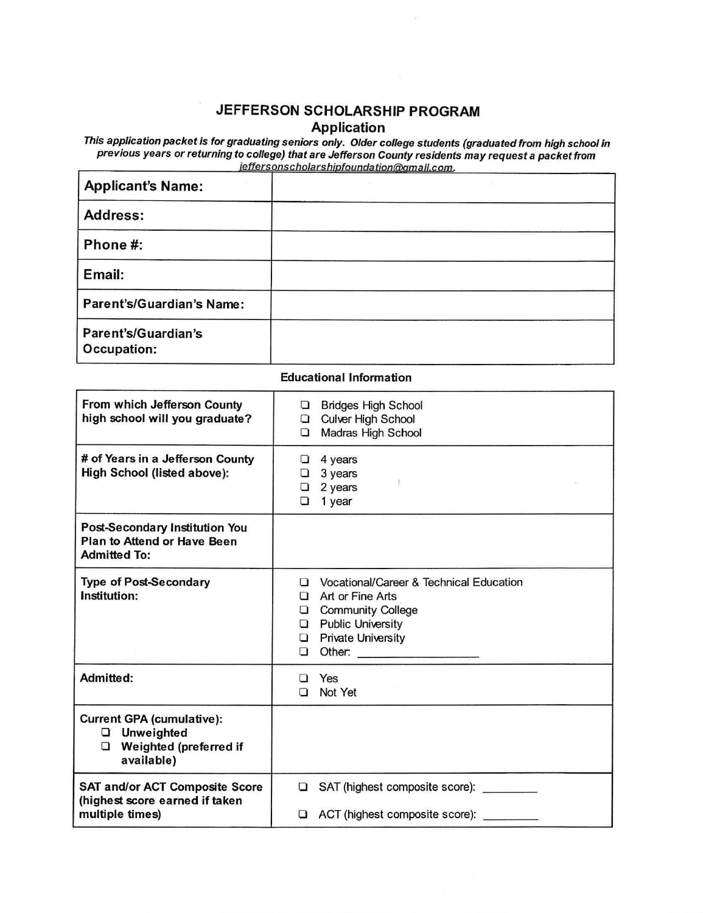# JEFFERSON SCHOLARSHIP PROGRAM

## Application

***This application packet is for graduating seniors only. Older college students (graduated from high school in previous years or returning to college) that are Jefferson County residents may request a packet from jeffersonscholarshipfoundation@gmail.com.***

| **Applicant's Name:** | |
|---|---|
| **Address:** | |
| **Phone #:** | |
| **Email:** | |
| **Parent's/Guardian's Name:** | |
| **Parent's/Guardian's Occupation:** | |

**Educational Information**

| | |
|---|---|
| **From which Jefferson County high school will you graduate?** | ❑ Bridges High School<br>❑ Culver High School<br>❑ Madras High School |
| **# of Years in a Jefferson County High School (listed above):** | ❑ 4 years<br>❑ 3 years<br>❑ 2 years<br>❑ 1 year |
| **Post-Secondary Institution You Plan to Attend or Have Been Admitted To:** | |
| **Type of Post-Secondary Institution:** | ❑ Vocational/Career & Technical Education<br>❑ Art or Fine Arts<br>❑ Community College<br>❑ Public University<br>❑ Private University<br>❑ Other: ________________ |
| **Admitted:** | ❑ Yes<br>❑ Not Yet |
| **Current GPA (cumulative):**<br>❑ **Unweighted**<br>❑ **Weighted (preferred if available)** | |
| **SAT and/or ACT Composite Score (highest score earned if taken multiple times)** | ❑ SAT (highest composite score): ________<br>❑ ACT (highest composite score): ________ |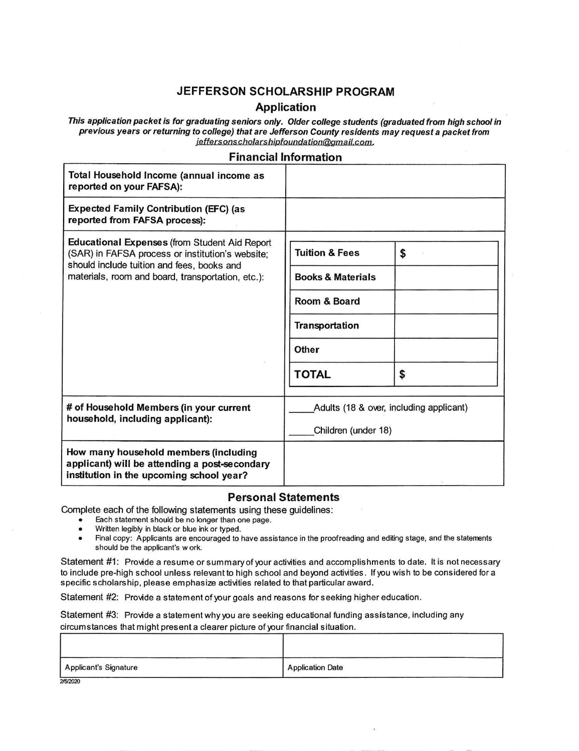## JEFFERSON SCHOLARSHIP PROGRAM

### Application

***This application packet is for graduating seniors only. Older college students (graduated from high school in previous years or returning to college) that are Jefferson County residents may request a packet from*** *jeffersonscholarshipfoundation@gmail.com.*

### Financial Information

| | |
|---|---|
| **Total Household Income (annual income as reported on your FAFSA):** | |
| **Expected Family Contribution (EFC) (as reported from FAFSA process):** | |
| **Educational Expenses** (from Student Aid Report (SAR) in FAFSA process or institution's website; should include tuition and fees, books and materials, room and board, transportation, etc.): | **Tuition & Fees**: $ <br> **Books & Materials**: <br> **Room & Board**: <br> **Transportation**: <br> **Other**: <br> **TOTAL**: $ |
| **# of Household Members (in your current household, including applicant):** | \_\_\_\_\_Adults (18 & over, including applicant) <br> \_\_\_\_\_Children (under 18) |
| **How many household members (including applicant) will be attending a post-secondary institution in the upcoming school year?** | |

### Personal Statements

Complete each of the following statements using these guidelines:

- Each statement should be no longer than one page.
- Written legibly in black or blue ink or typed.
- Final copy: Applicants are encouraged to have assistance in the proofreading and editing stage, and the statements should be the applicant's work.

Statement #1: Provide a resume or summary of your activities and accomplishments to date. It is not necessary to include pre-high school unless relevant to high school and beyond activities. If you wish to be considered for a specific scholarship, please emphasize activities related to that particular award.

Statement #2: Provide a statement of your goals and reasons for seeking higher education.

Statement #3: Provide a statement why you are seeking educational funding assistance, including any circumstances that might present a clearer picture of your financial situation.

| | |
|---|---|
| | |
| Applicant's Signature | Application Date |

2/5/2020